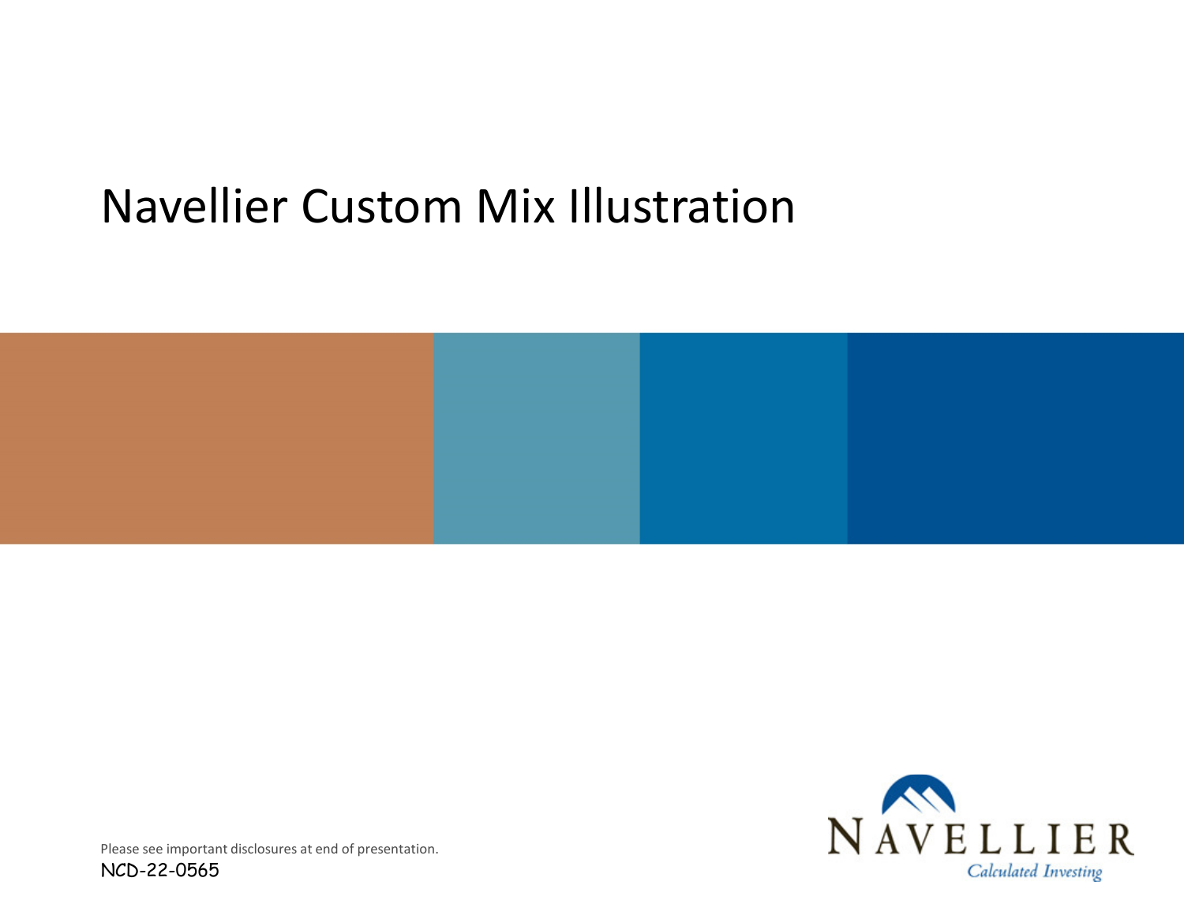# Navellier Custom Mix Illustration

Please see important disclosures at end of presentation.

NCD-22-0565

NAVELLIER

*Calculated Investing*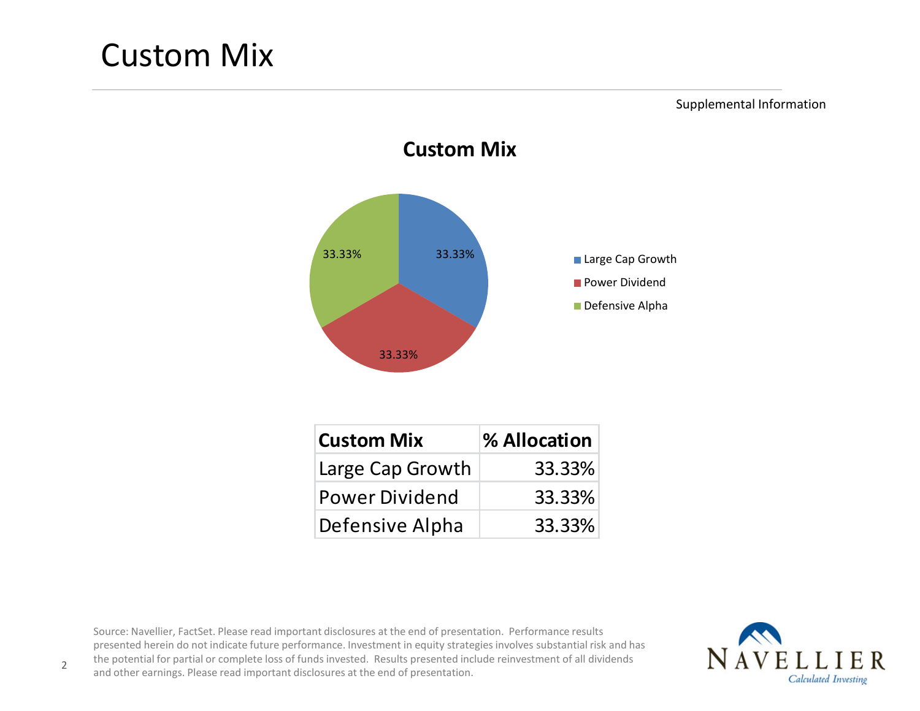# Custom Mix

Supplemental Information

## Custom Mix

33.33% | 33.33% | 33.33%

- Large Cap Growth
- Power Dividend
- Defensive Alpha

| Custom Mix | % Allocation |
|---|---|
| Large Cap Growth | 33.33% |
| Power Dividend | 33.33% |
| Defensive Alpha | 33.33% |

Source: Navellier, FactSet. Please read important disclosures at the end of presentation. Performance results presented herein do not indicate future performance. Investment in equity strategies involves substantial risk and has the potential for partial or complete loss of funds invested. Results presented include reinvestment of all dividends and other earnings. Please read important disclosures at the end of presentation.

NAVELLIER
*Calculated Investing*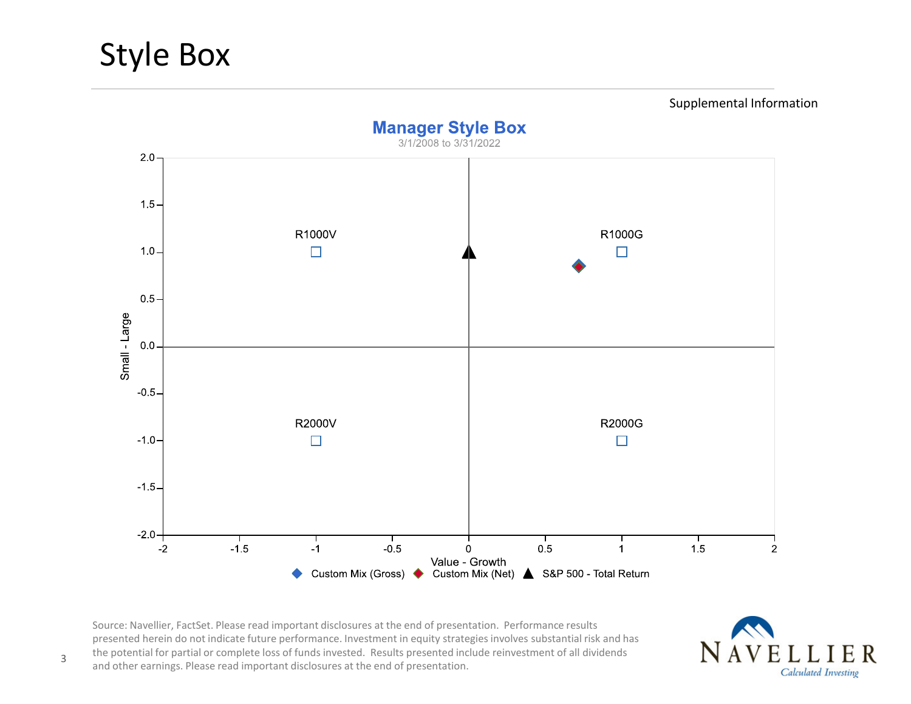# Style Box

Supplemental Information

**Manager Style Box**

3/1/2008 to 3/31/2022

Small - Large

R1000V

R1000G

R2000V

R2000G

Value - Growth

Custom Mix (Gross) Custom Mix (Net) S&P 500 - Total Return

Source: Navellier, FactSet. Please read important disclosures at the end of presentation. Performance results presented herein do not indicate future performance. Investment in equity strategies involves substantial risk and has the potential for partial or complete loss of funds invested. Results presented include reinvestment of all dividends and other earnings. Please read important disclosures at the end of presentation.

NAVELLIER
*Calculated Investing*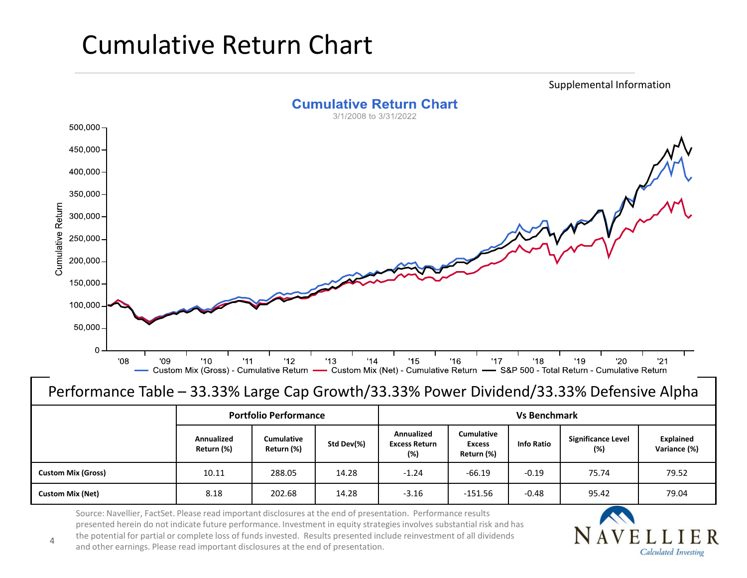# Cumulative Return Chart

Supplemental Information

**Cumulative Return Chart**

3/1/2008 to 3/31/2022

Cumulative Return

500,000
450,000
400,000
350,000
300,000
250,000
200,000
150,000
100,000
50,000
0

'08 '09 '10 '11 '12 '13 '14 '15 '16 '17 '18 '19 '20 '21

Custom Mix (Gross) - Cumulative Return — Custom Mix (Net) - Cumulative Return — S&P 500 - Total Return - Cumulative Return

## Performance Table – 33.33% Large Cap Growth/33.33% Power Dividend/33.33% Defensive Alpha

| | Portfolio Performance | | | Vs Benchmark | | | | |
|---|---|---|---|---|---|---|---|---|
| | Annualized Return (%) | Cumulative Return (%) | Std Dev(%) | Annualized Excess Return (%) | Cumulative Excess Return (%) | Info Ratio | Significance Level (%) | Explained Variance (%) |
| **Custom Mix (Gross)** | 10.11 | 288.05 | 14.28 | -1.24 | -66.19 | -0.19 | 75.74 | 79.52 |
| **Custom Mix (Net)** | 8.18 | 202.68 | 14.28 | -3.16 | -151.56 | -0.48 | 95.42 | 79.04 |

Source: Navellier, FactSet. Please read important disclosures at the end of presentation. Performance results presented herein do not indicate future performance. Investment in equity strategies involves substantial risk and has the potential for partial or complete loss of funds invested. Results presented include reinvestment of all dividends and other earnings. Please read important disclosures at the end of presentation.

NAVELLIER

*Calculated Investing*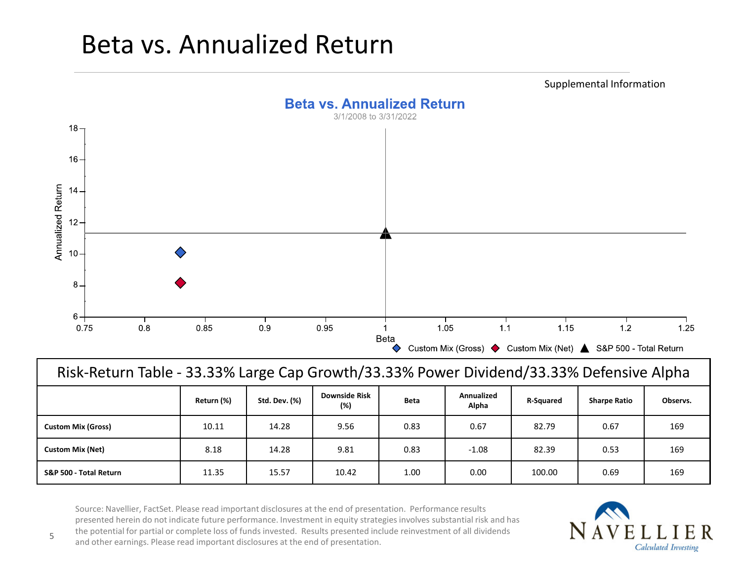# Beta vs. Annualized Return

Supplemental Information

## Beta vs. Annualized Return

3/1/2008 to 3/31/2022

Custom Mix (Gross) | Custom Mix (Net) | S&P 500 - Total Return

| Risk-Return Table - 33.33% Large Cap Growth/33.33% Power Dividend/33.33% Defensive Alpha | | | | | | | | |
|---|---|---|---|---|---|---|---|---|
| | **Return (%)** | **Std. Dev. (%)** | **Downside Risk (%)** | **Beta** | **Annualized Alpha** | **R-Squared** | **Sharpe Ratio** | **Observs.** |
| **Custom Mix (Gross)** | 10.11 | 14.28 | 9.56 | 0.83 | 0.67 | 82.79 | 0.67 | 169 |
| **Custom Mix (Net)** | 8.18 | 14.28 | 9.81 | 0.83 | -1.08 | 82.39 | 0.53 | 169 |
| **S&P 500 - Total Return** | 11.35 | 15.57 | 10.42 | 1.00 | 0.00 | 100.00 | 0.69 | 169 |

Source: Navellier, FactSet. Please read important disclosures at the end of presentation. Performance results presented herein do not indicate future performance. Investment in equity strategies involves substantial risk and has the potential for partial or complete loss of funds invested. Results presented include reinvestment of all dividends and other earnings. Please read important disclosures at the end of presentation.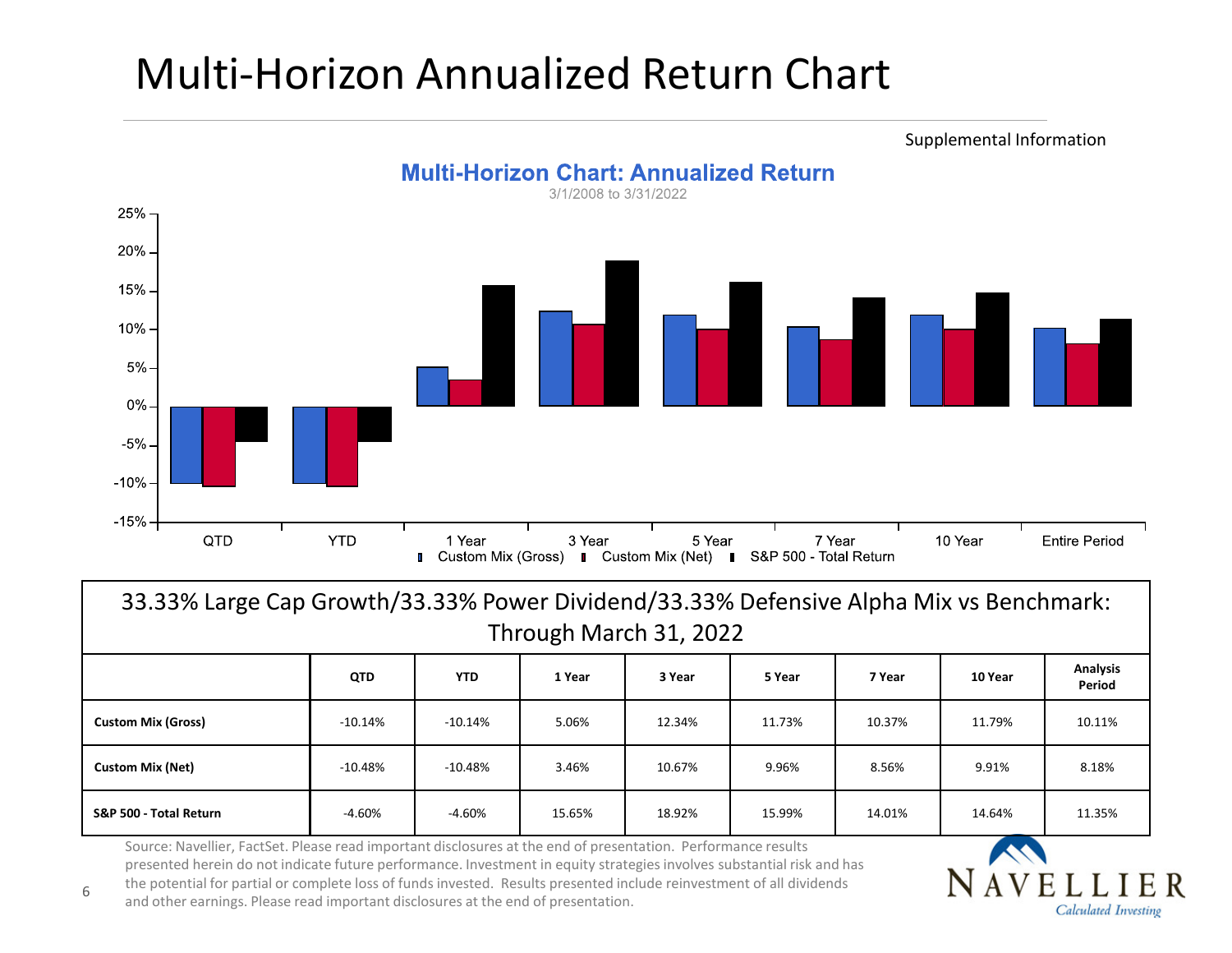# Multi-Horizon Annualized Return Chart

Supplemental Information

**Multi-Horizon Chart: Annualized Return**

3/1/2008 to 3/31/2022

| 33.33% Large Cap Growth/33.33% Power Dividend/33.33% Defensive Alpha Mix vs Benchmark: Through March 31, 2022 | | | | | | | | |
|---|---|---|---|---|---|---|---|---|
| | **QTD** | **YTD** | **1 Year** | **3 Year** | **5 Year** | **7 Year** | **10 Year** | **Analysis Period** |
| **Custom Mix (Gross)** | -10.14% | -10.14% | 5.06% | 12.34% | 11.73% | 10.37% | 11.79% | 10.11% |
| **Custom Mix (Net)** | -10.48% | -10.48% | 3.46% | 10.67% | 9.96% | 8.56% | 9.91% | 8.18% |
| **S&P 500 - Total Return** | -4.60% | -4.60% | 15.65% | 18.92% | 15.99% | 14.01% | 14.64% | 11.35% |

Source: Navellier, FactSet. Please read important disclosures at the end of presentation. Performance results presented herein do not indicate future performance. Investment in equity strategies involves substantial risk and has the potential for partial or complete loss of funds invested. Results presented include reinvestment of all dividends and other earnings. Please read important disclosures at the end of presentation.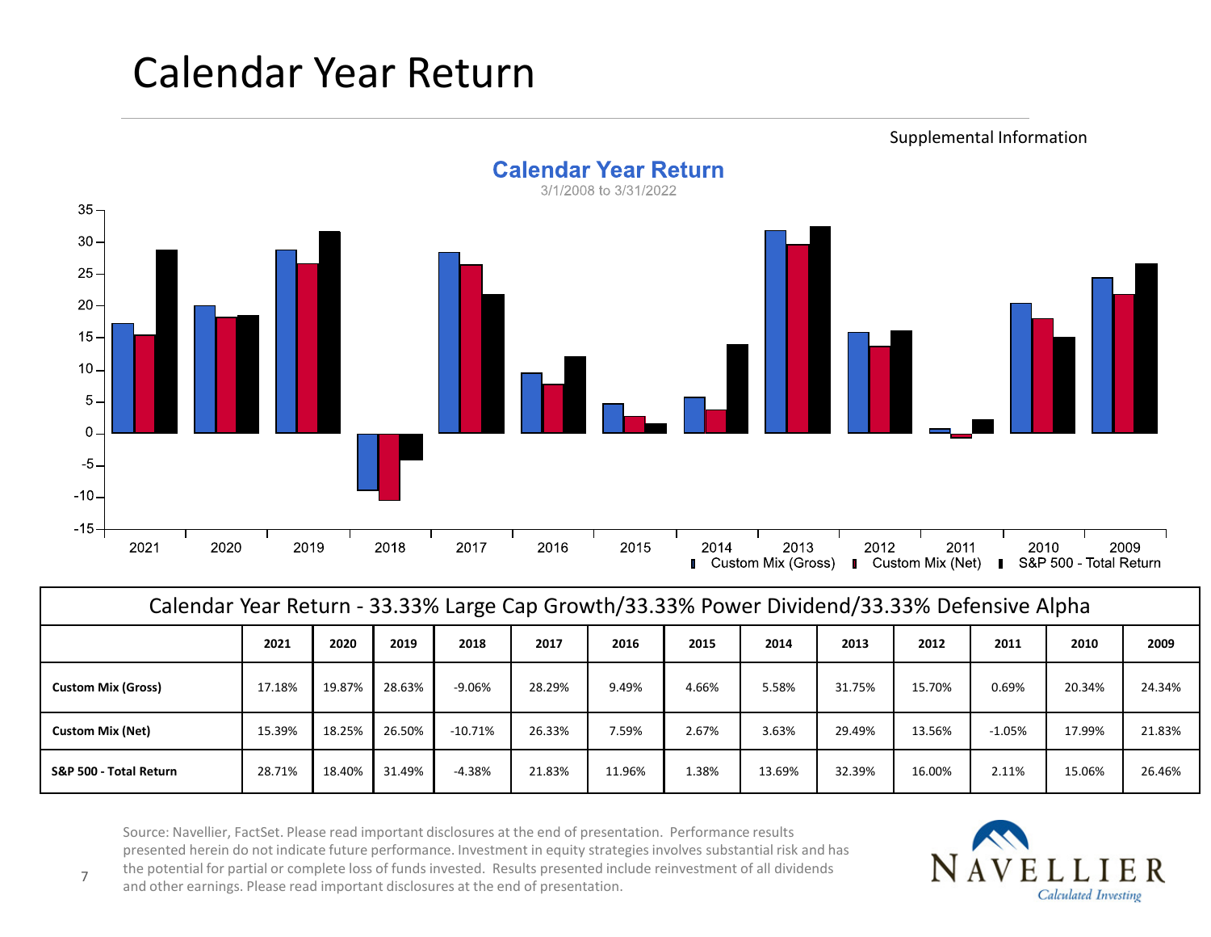# Calendar Year Return

Supplemental Information

**Calendar Year Return**
3/1/2008 to 3/31/2022

Custom Mix (Gross) | Custom Mix (Net) | S&P 500 - Total Return

| Calendar Year Return - 33.33% Large Cap Growth/33.33% Power Dividend/33.33% Defensive Alpha | | | | | | | | | | | | | |
|---|---|---|---|---|---|---|---|---|---|---|---|---|---|
| | **2021** | **2020** | **2019** | **2018** | **2017** | **2016** | **2015** | **2014** | **2013** | **2012** | **2011** | **2010** | **2009** |
| **Custom Mix (Gross)** | 17.18% | 19.87% | 28.63% | -9.06% | 28.29% | 9.49% | 4.66% | 5.58% | 31.75% | 15.70% | 0.69% | 20.34% | 24.34% |
| **Custom Mix (Net)** | 15.39% | 18.25% | 26.50% | -10.71% | 26.33% | 7.59% | 2.67% | 3.63% | 29.49% | 13.56% | -1.05% | 17.99% | 21.83% |
| **S&P 500 - Total Return** | 28.71% | 18.40% | 31.49% | -4.38% | 21.83% | 11.96% | 1.38% | 13.69% | 32.39% | 16.00% | 2.11% | 15.06% | 26.46% |

Source: Navellier, FactSet. Please read important disclosures at the end of presentation. Performance results presented herein do not indicate future performance. Investment in equity strategies involves substantial risk and has the potential for partial or complete loss of funds invested. Results presented include reinvestment of all dividends and other earnings. Please read important disclosures at the end of presentation.

NAVELLIER
*Calculated Investing*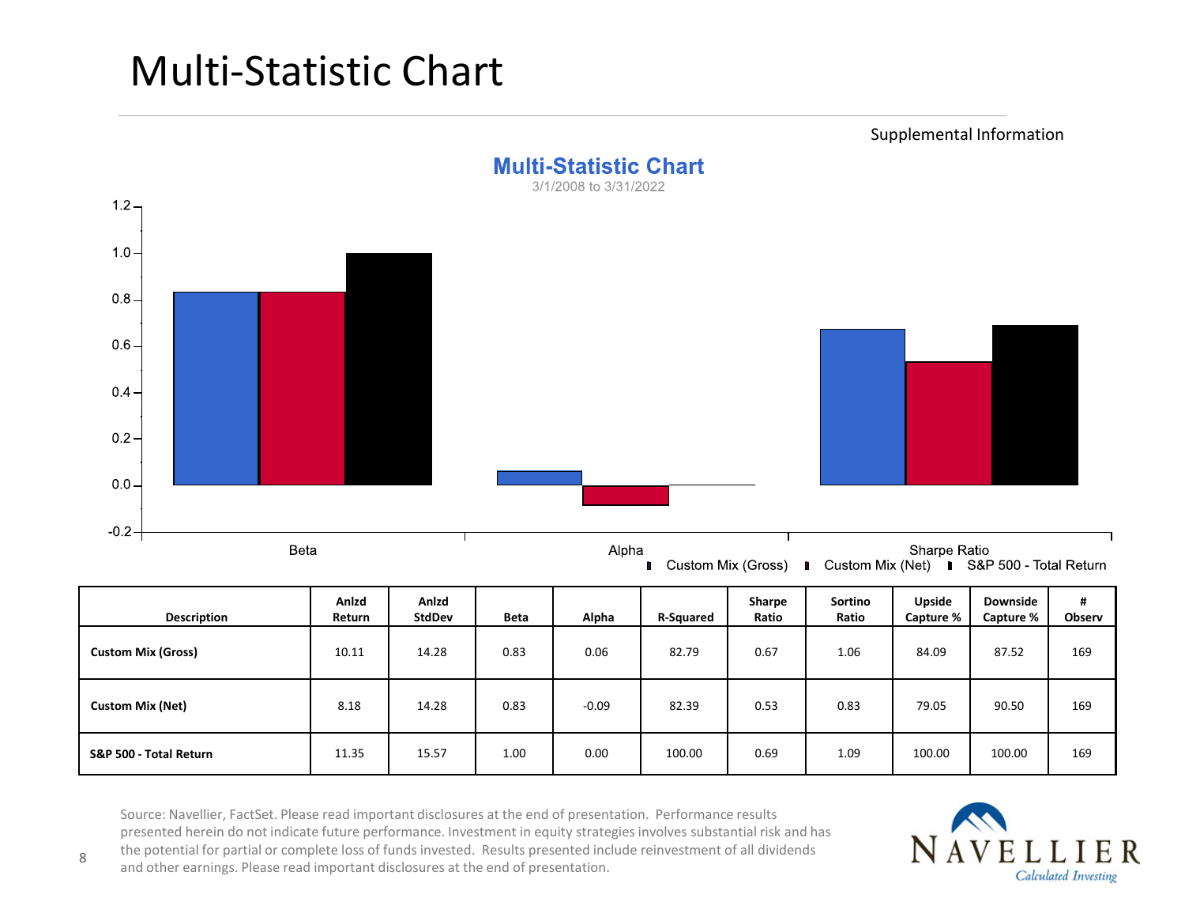# Multi-Statistic Chart

Supplemental Information

**Multi-Statistic Chart**

3/1/2008 to 3/31/2022

| Description | Anlzd Return | Anlzd StdDev | Beta | Alpha | R-Squared | Sharpe Ratio | Sortino Ratio | Upside Capture % | Downside Capture % | # Observ |
|---|---|---|---|---|---|---|---|---|---|---|
| **Custom Mix (Gross)** | 10.11 | 14.28 | 0.83 | 0.06 | 82.79 | 0.67 | 1.06 | 84.09 | 87.52 | 169 |
| **Custom Mix (Net)** | 8.18 | 14.28 | 0.83 | -0.09 | 82.39 | 0.53 | 0.83 | 79.05 | 90.50 | 169 |
| **S&P 500 - Total Return** | 11.35 | 15.57 | 1.00 | 0.00 | 100.00 | 0.69 | 1.09 | 100.00 | 100.00 | 169 |

Source: Navellier, FactSet. Please read important disclosures at the end of presentation. Performance results presented herein do not indicate future performance. Investment in equity strategies involves substantial risk and has the potential for partial or complete loss of funds invested. Results presented include reinvestment of all dividends and other earnings. Please read important disclosures at the end of presentation.

NAVELLIER *Calculated Investing*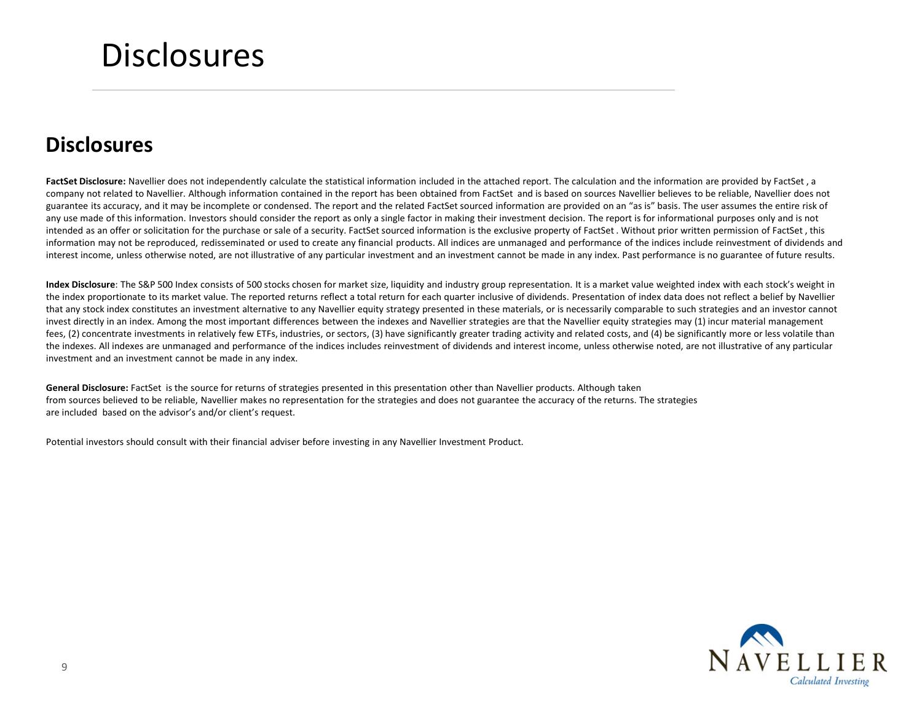# Disclosures

## Disclosures

**FactSet Disclosure:** Navellier does not independently calculate the statistical information included in the attached report. The calculation and the information are provided by FactSet , a company not related to Navellier. Although information contained in the report has been obtained from FactSet and is based on sources Navellier believes to be reliable, Navellier does not guarantee its accuracy, and it may be incomplete or condensed. The report and the related FactSet sourced information are provided on an "as is" basis. The user assumes the entire risk of any use made of this information. Investors should consider the report as only a single factor in making their investment decision. The report is for informational purposes only and is not intended as an offer or solicitation for the purchase or sale of a security. FactSet sourced information is the exclusive property of FactSet . Without prior written permission of FactSet , this information may not be reproduced, redisseminated or used to create any financial products. All indices are unmanaged and performance of the indices include reinvestment of dividends and interest income, unless otherwise noted, are not illustrative of any particular investment and an investment cannot be made in any index. Past performance is no guarantee of future results.

**Index Disclosure**: The S&P 500 Index consists of 500 stocks chosen for market size, liquidity and industry group representation. It is a market value weighted index with each stock's weight in the index proportionate to its market value. The reported returns reflect a total return for each quarter inclusive of dividends. Presentation of index data does not reflect a belief by Navellier that any stock index constitutes an investment alternative to any Navellier equity strategy presented in these materials, or is necessarily comparable to such strategies and an investor cannot invest directly in an index. Among the most important differences between the indexes and Navellier strategies are that the Navellier equity strategies may (1) incur material management fees, (2) concentrate investments in relatively few ETFs, industries, or sectors, (3) have significantly greater trading activity and related costs, and (4) be significantly more or less volatile than the indexes. All indexes are unmanaged and performance of the indices includes reinvestment of dividends and interest income, unless otherwise noted, are not illustrative of any particular investment and an investment cannot be made in any index.

**General Disclosure:** FactSet is the source for returns of strategies presented in this presentation other than Navellier products. Although taken from sources believed to be reliable, Navellier makes no representation for the strategies and does not guarantee the accuracy of the returns. The strategies are included based on the advisor's and/or client's request.

Potential investors should consult with their financial adviser before investing in any Navellier Investment Product.

NAVELLIER
*Calculated Investing*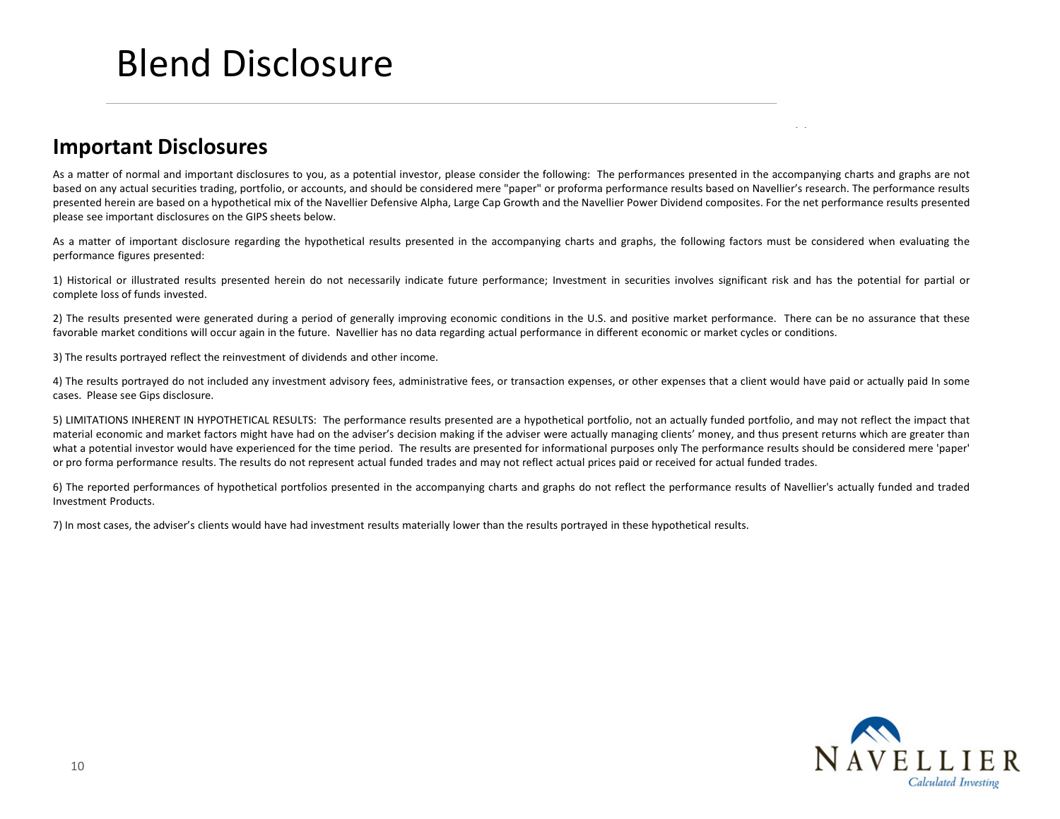# Blend Disclosure

## Important Disclosures

As a matter of normal and important disclosures to you, as a potential investor, please consider the following: The performances presented in the accompanying charts and graphs are not based on any actual securities trading, portfolio, or accounts, and should be considered mere "paper" or proforma performance results based on Navellier's research. The performance results presented herein are based on a hypothetical mix of the Navellier Defensive Alpha, Large Cap Growth and the Navellier Power Dividend composites. For the net performance results presented please see important disclosures on the GIPS sheets below.

As a matter of important disclosure regarding the hypothetical results presented in the accompanying charts and graphs, the following factors must be considered when evaluating the performance figures presented:

1) Historical or illustrated results presented herein do not necessarily indicate future performance; Investment in securities involves significant risk and has the potential for partial or complete loss of funds invested.

2) The results presented were generated during a period of generally improving economic conditions in the U.S. and positive market performance. There can be no assurance that these favorable market conditions will occur again in the future. Navellier has no data regarding actual performance in different economic or market cycles or conditions.

3) The results portrayed reflect the reinvestment of dividends and other income.

4) The results portrayed do not included any investment advisory fees, administrative fees, or transaction expenses, or other expenses that a client would have paid or actually paid In some cases. Please see Gips disclosure.

5) LIMITATIONS INHERENT IN HYPOTHETICAL RESULTS: The performance results presented are a hypothetical portfolio, not an actually funded portfolio, and may not reflect the impact that material economic and market factors might have had on the adviser's decision making if the adviser were actually managing clients' money, and thus present returns which are greater than what a potential investor would have experienced for the time period. The results are presented for informational purposes only The performance results should be considered mere 'paper' or pro forma performance results. The results do not represent actual funded trades and may not reflect actual prices paid or received for actual funded trades.

6) The reported performances of hypothetical portfolios presented in the accompanying charts and graphs do not reflect the performance results of Navellier's actually funded and traded Investment Products.

7) In most cases, the adviser's clients would have had investment results materially lower than the results portrayed in these hypothetical results.

NAVELLIER
*Calculated Investing*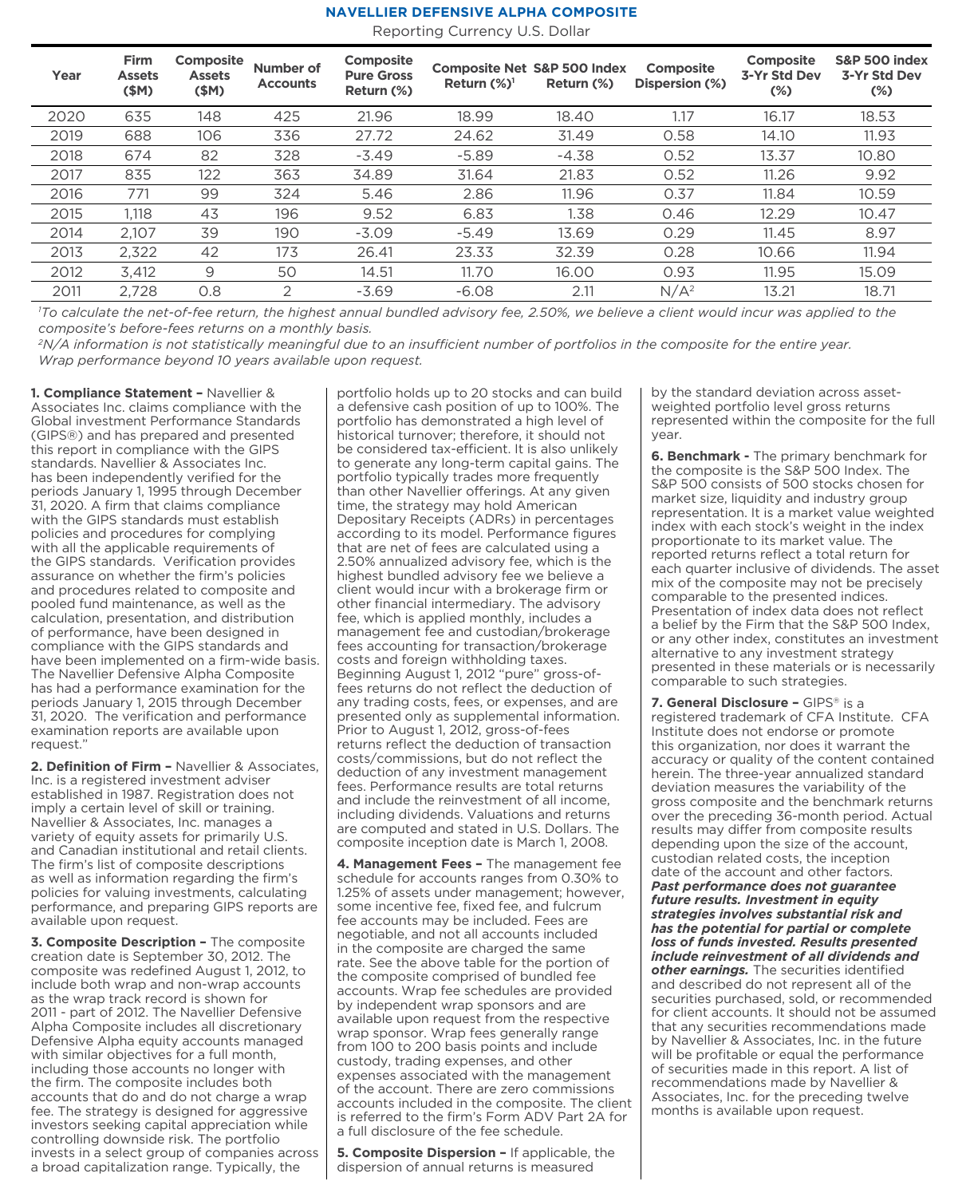# NAVELLIER DEFENSIVE ALPHA COMPOSITE

Reporting Currency U.S. Dollar

| Year | Firm Assets ($M) | Composite Assets ($M) | Number of Accounts | Composite Pure Gross Return (%) | Composite Net Return (%)[1] | S&P 500 Index Return (%) | Composite Dispersion (%) | Composite 3-Yr Std Dev (%) | S&P 500 index 3-Yr Std Dev (%) |
|---|---|---|---|---|---|---|---|---|---|
| 2020 | 635 | 148 | 425 | 21.96 | 18.99 | 18.40 | 1.17 | 16.17 | 18.53 |
| 2019 | 688 | 106 | 336 | 27.72 | 24.62 | 31.49 | 0.58 | 14.10 | 11.93 |
| 2018 | 674 | 82 | 328 | -3.49 | -5.89 | -4.38 | 0.52 | 13.37 | 10.80 |
| 2017 | 835 | 122 | 363 | 34.89 | 31.64 | 21.83 | 0.52 | 11.26 | 9.92 |
| 2016 | 771 | 99 | 324 | 5.46 | 2.86 | 11.96 | 0.37 | 11.84 | 10.59 |
| 2015 | 1,118 | 43 | 196 | 9.52 | 6.83 | 1.38 | 0.46 | 12.29 | 10.47 |
| 2014 | 2,107 | 39 | 190 | -3.09 | -5.49 | 13.69 | 0.29 | 11.45 | 8.97 |
| 2013 | 2,322 | 42 | 173 | 26.41 | 23.33 | 32.39 | 0.28 | 10.66 | 11.94 |
| 2012 | 3,412 | 9 | 50 | 14.51 | 11.70 | 16.00 | 0.93 | 11.95 | 15.09 |
| 2011 | 2,728 | 0.8 | 2 | -3.69 | -6.08 | 2.11 | N/A[2] | 13.21 | 18.71 |

*[1]To calculate the net-of-fee return, the highest annual bundled advisory fee, 2.50%, we believe a client would incur was applied to the composite's before-fees returns on a monthly basis.*
*[2]N/A information is not statistically meaningful due to an insufficient number of portfolios in the composite for the entire year.*
*Wrap performance beyond 10 years available upon request.*

**1. Compliance Statement –** Navellier & Associates Inc. claims compliance with the Global investment Performance Standards (GIPS®) and has prepared and presented this report in compliance with the GIPS standards. Navellier & Associates Inc. has been independently verified for the periods January 1, 1995 through December 31, 2020. A firm that claims compliance with the GIPS standards must establish policies and procedures for complying with all the applicable requirements of the GIPS standards. Verification provides assurance on whether the firm's policies and procedures related to composite and pooled fund maintenance, as well as the calculation, presentation, and distribution of performance, have been designed in compliance with the GIPS standards and have been implemented on a firm-wide basis. The Navellier Defensive Alpha Composite has had a performance examination for the periods January 1, 2015 through December 31, 2020. The verification and performance examination reports are available upon request."

**2. Definition of Firm –** Navellier & Associates, Inc. is a registered investment adviser established in 1987. Registration does not imply a certain level of skill or training. Navellier & Associates, Inc. manages a variety of equity assets for primarily U.S. and Canadian institutional and retail clients. The firm's list of composite descriptions as well as information regarding the firm's policies for valuing investments, calculating performance, and preparing GIPS reports are available upon request.

**3. Composite Description –** The composite creation date is September 30, 2012. The composite was redefined August 1, 2012, to include both wrap and non-wrap accounts as the wrap track record is shown for 2011 - part of 2012. The Navellier Defensive Alpha Composite includes all discretionary Defensive Alpha equity accounts managed with similar objectives for a full month, including those accounts no longer with the firm. The composite includes both accounts that do and do not charge a wrap fee. The strategy is designed for aggressive investors seeking capital appreciation while controlling downside risk. The portfolio invests in a select group of companies across a broad capitalization range. Typically, the portfolio holds up to 20 stocks and can build a defensive cash position of up to 100%. The portfolio has demonstrated a high level of historical turnover; therefore, it should not be considered tax-efficient. It is also unlikely to generate any long-term capital gains. The portfolio typically trades more frequently than other Navellier offerings. At any given time, the strategy may hold American Depositary Receipts (ADRs) in percentages according to its model. Performance figures that are net of fees are calculated using a 2.50% annualized advisory fee, which is the highest bundled advisory fee we believe a client would incur with a brokerage firm or other financial intermediary. The advisory fee, which is applied monthly, includes a management fee and custodian/brokerage fees accounting for transaction/brokerage costs and foreign withholding taxes. Beginning August 1, 2012 "pure" gross-of-fees returns do not reflect the deduction of any trading costs, fees, or expenses, and are presented only as supplemental information. Prior to August 1, 2012, gross-of-fees returns reflect the deduction of transaction costs/commissions, but do not reflect the deduction of any investment management fees. Performance results are total returns and include the reinvestment of all income, including dividends. Valuations and returns are computed and stated in U.S. Dollars. The composite inception date is March 1, 2008.

**4. Management Fees –** The management fee schedule for accounts ranges from 0.30% to 1.25% of assets under management; however, some incentive fee, fixed fee, and fulcrum fee accounts may be included. Fees are negotiable, and not all accounts included in the composite are charged the same rate. See the above table for the portion of the composite comprised of bundled fee accounts. Wrap fee schedules are provided by independent wrap sponsors and are available upon request from the respective wrap sponsor. Wrap fees generally range from 100 to 200 basis points and include custody, trading expenses, and other expenses associated with the management of the account. There are zero commissions accounts included in the composite. The client is referred to the firm's Form ADV Part 2A for a full disclosure of the fee schedule.

**5. Composite Dispersion –** If applicable, the dispersion of annual returns is measured by the standard deviation across asset-weighted portfolio level gross returns represented within the composite for the full year.

**6. Benchmark -** The primary benchmark for the composite is the S&P 500 Index. The S&P 500 consists of 500 stocks chosen for market size, liquidity and industry group representation. It is a market value weighted index with each stock's weight in the index proportionate to its market value. The reported returns reflect a total return for each quarter inclusive of dividends. The asset mix of the composite may not be precisely comparable to the presented indices. Presentation of index data does not reflect a belief by the Firm that the S&P 500 Index, or any other index, constitutes an investment alternative to any investment strategy presented in these materials or is necessarily comparable to such strategies.

**7. General Disclosure –** GIPS® is a registered trademark of CFA Institute. CFA Institute does not endorse or promote this organization, nor does it warrant the accuracy or quality of the content contained herein. The three-year annualized standard deviation measures the variability of the gross composite and the benchmark returns over the preceding 36-month period. Actual results may differ from composite results depending upon the size of the account, custodian related costs, the inception date of the account and other factors. ***Past performance does not guarantee future results. Investment in equity strategies involves substantial risk and has the potential for partial or complete loss of funds invested. Results presented include reinvestment of all dividends and other earnings.*** The securities identified and described do not represent all of the securities purchased, sold, or recommended for client accounts. It should not be assumed that any securities recommendations made by Navellier & Associates, Inc. in the future will be profitable or equal the performance of securities made in this report. A list of recommendations made by Navellier & Associates, Inc. for the preceding twelve months is available upon request.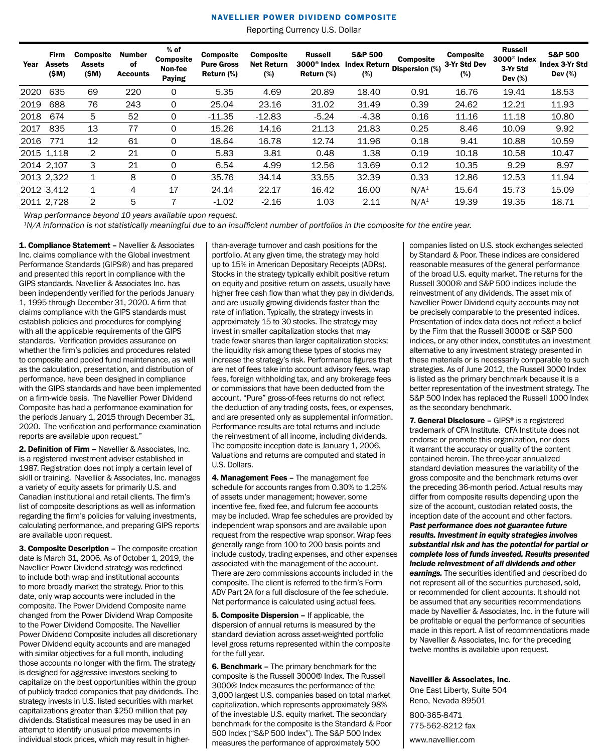## NAVELLIER POWER DIVIDEND COMPOSITE

Reporting Currency U.S. Dollar

| Year | Firm Assets ($M) | Composite Assets ($M) | Number of Accounts | % of Composite Non-fee Paying | Composite Pure Gross Return (%) | Composite Net Return (%) | Russell 3000® Index Return (%) | S&P 500 Index Return (%) | Composite Dispersion (%) | Composite 3-Yr Std Dev (%) | Russell 3000® Index 3-Yr Std Dev (%) | S&P 500 Index 3-Yr Std Dev (%) |
|---|---|---|---|---|---|---|---|---|---|---|---|---|
| 2020 | 635 | 69 | 220 | 0 | 5.35 | 4.69 | 20.89 | 18.40 | 0.91 | 16.76 | 19.41 | 18.53 |
| 2019 | 688 | 76 | 243 | 0 | 25.04 | 23.16 | 31.02 | 31.49 | 0.39 | 24.62 | 12.21 | 11.93 |
| 2018 | 674 | 5 | 52 | 0 | -11.35 | -12.83 | -5.24 | -4.38 | 0.16 | 11.16 | 11.18 | 10.80 |
| 2017 | 835 | 13 | 77 | 0 | 15.26 | 14.16 | 21.13 | 21.83 | 0.25 | 8.46 | 10.09 | 9.92 |
| 2016 | 771 | 12 | 61 | 0 | 18.64 | 16.78 | 12.74 | 11.96 | 0.18 | 9.41 | 10.88 | 10.59 |
| 2015 | 1,118 | 2 | 21 | 0 | 5.83 | 3.81 | 0.48 | 1.38 | 0.19 | 10.18 | 10.58 | 10.47 |
| 2014 | 2,107 | 3 | 21 | 0 | 6.54 | 4.99 | 12.56 | 13.69 | 0.12 | 10.35 | 9.29 | 8.97 |
| 2013 | 2,322 | 1 | 8 | 0 | 35.76 | 34.14 | 33.55 | 32.39 | 0.33 | 12.86 | 12.53 | 11.94 |
| 2012 | 3,412 | 1 | 4 | 17 | 24.14 | 22.17 | 16.42 | 16.00 | N/A[1] | 15.64 | 15.73 | 15.09 |
| 2011 | 2,728 | 2 | 5 | 7 | -1.02 | -2.16 | 1.03 | 2.11 | N/A[1] | 19.39 | 19.35 | 18.71 |

*Wrap performance beyond 10 years available upon request.*

*[1]N/A information is not statistically meaningful due to an insufficient number of portfolios in the composite for the entire year.*

**1. Compliance Statement –** Navellier & Associates Inc. claims compliance with the Global investment Performance Standards (GIPS®) and has prepared and presented this report in compliance with the GIPS standards. Navellier & Associates Inc. has been independently verified for the periods January 1, 1995 through December 31, 2020. A firm that claims compliance with the GIPS standards must establish policies and procedures for complying with all the applicable requirements of the GIPS standards. Verification provides assurance on whether the firm's policies and procedures related to composite and pooled fund maintenance, as well as the calculation, presentation, and distribution of performance, have been designed in compliance with the GIPS standards and have been implemented on a firm-wide basis. The Navellier Power Dividend Composite has had a performance examination for the periods January 1, 2015 through December 31, 2020. The verification and performance examination reports are available upon request."

**2. Definition of Firm –** Navellier & Associates, Inc. is a registered investment adviser established in 1987. Registration does not imply a certain level of skill or training. Navellier & Associates, Inc. manages a variety of equity assets for primarily U.S. and Canadian institutional and retail clients. The firm's list of composite descriptions as well as information regarding the firm's policies for valuing investments, calculating performance, and preparing GIPS reports are available upon request.

**3. Composite Description –** The composite creation date is March 31, 2006. As of October 1, 2019, the Navellier Power Dividend strategy was redefined to include both wrap and institutional accounts to more broadly market the strategy. Prior to this date, only wrap accounts were included in the composite. The Power Dividend Composite name changed from the Power Dividend Wrap Composite to the Power Dividend Composite. The Navellier Power Dividend Composite includes all discretionary Power Dividend equity accounts and are managed with similar objectives for a full month, including those accounts no longer with the firm. The strategy is designed for aggressive investors seeking to capitalize on the best opportunities within the group of publicly traded companies that pay dividends. The strategy invests in U.S. listed securities with market capitalizations greater than $250 million that pay dividends. Statistical measures may be used in an attempt to identify unusual price movements in individual stock prices, which may result in higher-than-average turnover and cash positions for the portfolio. At any given time, the strategy may hold up to 15% in American Depositary Receipts (ADRs). Stocks in the strategy typically exhibit positive return on equity and positive return on assets, usually have higher free cash flow than what they pay in dividends, and are usually growing dividends faster than the rate of inflation. Typically, the strategy invests in approximately 15 to 30 stocks. The strategy may invest in smaller capitalization stocks that may trade fewer shares than larger capitalization stocks; the liquidity risk among these types of stocks may increase the strategy's risk. Performance figures that are net of fees take into account advisory fees, wrap fees, foreign withholding tax, and any brokerage fees or commissions that have been deducted from the account. "Pure" gross-of-fees returns do not reflect the deduction of any trading costs, fees, or expenses, and are presented only as supplemental information. Performance results are total returns and include the reinvestment of all income, including dividends. The composite inception date is January 1, 2006. Valuations and returns are computed and stated in U.S. Dollars.

**4. Management Fees –** The management fee schedule for accounts ranges from 0.30% to 1.25% of assets under management; however, some incentive fee, fixed fee, and fulcrum fee accounts may be included. Wrap fee schedules are provided by independent wrap sponsors and are available upon request from the respective wrap sponsor. Wrap fees generally range from 100 to 200 basis points and include custody, trading expenses, and other expenses associated with the management of the account. There are zero commissions accounts included in the composite. The client is referred to the firm's Form ADV Part 2A for a full disclosure of the fee schedule. Net performance is calculated using actual fees.

**5. Composite Dispersion –** If applicable, the dispersion of annual returns is measured by the standard deviation across asset-weighted portfolio level gross returns represented within the composite for the full year.

**6. Benchmark –** The primary benchmark for the composite is the Russell 3000® Index. The Russell 3000® Index measures the performance of the 3,000 largest U.S. companies based on total market capitalization, which represents approximately 98% of the investable U.S. equity market. The secondary benchmark for the composite is the Standard & Poor 500 Index ("S&P 500 Index"). The S&P 500 Index measures the performance of approximately 500 companies listed on U.S. stock exchanges selected by Standard & Poor. These indices are considered reasonable measures of the general performance of the broad U.S. equity market. The returns for the Russell 3000® and S&P 500 indices include the reinvestment of any dividends. The asset mix of Navellier Power Dividend equity accounts may not be precisely comparable to the presented indices. Presentation of index data does not reflect a belief by the Firm that the Russell 3000® or S&P 500 indices, or any other index, constitutes an investment alternative to any investment strategy presented in these materials or is necessarily comparable to such strategies. As of June 2012, the Russell 3000 Index is listed as the primary benchmark because it is a better representation of the investment strategy. The S&P 500 Index has replaced the Russell 1000 Index as the secondary benchmark.

**7. General Disclosure –** GIPS® is a registered trademark of CFA Institute. CFA Institute does not endorse or promote this organization, nor does it warrant the accuracy or quality of the content contained herein. The three-year annualized standard deviation measures the variability of the gross composite and the benchmark returns over the preceding 36-month period. Actual results may differ from composite results depending upon the size of the account, custodian related costs, the inception date of the account and other factors. ***Past performance does not guarantee future results. Investment in equity strategies involves substantial risk and has the potential for partial or complete loss of funds invested. Results presented include reinvestment of all dividends and other earnings.*** The securities identified and described do not represent all of the securities purchased, sold, or recommended for client accounts. It should not be assumed that any securities recommendations made by Navellier & Associates, Inc. in the future will be profitable or equal the performance of securities made in this report. A list of recommendations made by Navellier & Associates, Inc. for the preceding twelve months is available upon request.

**Navellier & Associates, Inc.**
One East Liberty, Suite 504
Reno, Nevada 89501

800-365-8471
775-562-8212 fax

www.navellier.com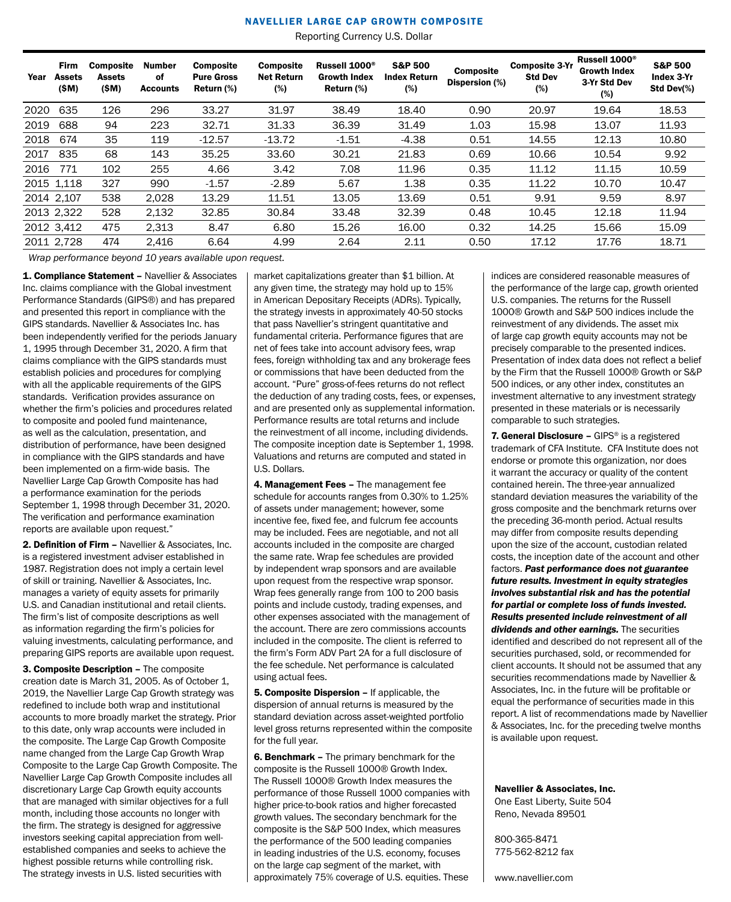## NAVELLIER LARGE CAP GROWTH COMPOSITE

Reporting Currency U.S. Dollar

| Year | Firm Assets ($M) | Composite Assets ($M) | Number of Accounts | Composite Pure Gross Return (%) | Composite Net Return (%) | Russell 1000® Growth Index Return (%) | S&P 500 Index Return (%) | Composite Dispersion (%) | Composite 3-Yr Std Dev (%) | Russell 1000® Growth Index 3-Yr Std Dev (%) | S&P 500 Index 3-Yr Std Dev(%) |
|---|---|---|---|---|---|---|---|---|---|---|---|
| 2020 | 635 | 126 | 296 | 33.27 | 31.97 | 38.49 | 18.40 | 0.90 | 20.97 | 19.64 | 18.53 |
| 2019 | 688 | 94 | 223 | 32.71 | 31.33 | 36.39 | 31.49 | 1.03 | 15.98 | 13.07 | 11.93 |
| 2018 | 674 | 35 | 119 | -12.57 | -13.72 | -1.51 | -4.38 | 0.51 | 14.55 | 12.13 | 10.80 |
| 2017 | 835 | 68 | 143 | 35.25 | 33.60 | 30.21 | 21.83 | 0.69 | 10.66 | 10.54 | 9.92 |
| 2016 | 771 | 102 | 255 | 4.66 | 3.42 | 7.08 | 11.96 | 0.35 | 11.12 | 11.15 | 10.59 |
| 2015 | 1,118 | 327 | 990 | -1.57 | -2.89 | 5.67 | 1.38 | 0.35 | 11.22 | 10.70 | 10.47 |
| 2014 | 2,107 | 538 | 2,028 | 13.29 | 11.51 | 13.05 | 13.69 | 0.51 | 9.91 | 9.59 | 8.97 |
| 2013 | 2,322 | 528 | 2,132 | 32.85 | 30.84 | 33.48 | 32.39 | 0.48 | 10.45 | 12.18 | 11.94 |
| 2012 | 3,412 | 475 | 2,313 | 8.47 | 6.80 | 15.26 | 16.00 | 0.32 | 14.25 | 15.66 | 15.09 |
| 2011 | 2,728 | 474 | 2,416 | 6.64 | 4.99 | 2.64 | 2.11 | 0.50 | 17.12 | 17.76 | 18.71 |

*Wrap performance beyond 10 years available upon request.*

**1. Compliance Statement –** Navellier & Associates Inc. claims compliance with the Global investment Performance Standards (GIPS®) and has prepared and presented this report in compliance with the GIPS standards. Navellier & Associates Inc. has been independently verified for the periods January 1, 1995 through December 31, 2020. A firm that claims compliance with the GIPS standards must establish policies and procedures for complying with all the applicable requirements of the GIPS standards. Verification provides assurance on whether the firm's policies and procedures related to composite and pooled fund maintenance, as well as the calculation, presentation, and distribution of performance, have been designed in compliance with the GIPS standards and have been implemented on a firm-wide basis. The Navellier Large Cap Growth Composite has had a performance examination for the periods September 1, 1998 through December 31, 2020. The verification and performance examination reports are available upon request."

**2. Definition of Firm –** Navellier & Associates, Inc. is a registered investment adviser established in 1987. Registration does not imply a certain level of skill or training. Navellier & Associates, Inc. manages a variety of equity assets for primarily U.S. and Canadian institutional and retail clients. The firm's list of composite descriptions as well as information regarding the firm's policies for valuing investments, calculating performance, and preparing GIPS reports are available upon request.

**3. Composite Description –** The composite creation date is March 31, 2005. As of October 1, 2019, the Navellier Large Cap Growth strategy was redefined to include both wrap and institutional accounts to more broadly market the strategy. Prior to this date, only wrap accounts were included in the composite. The Large Cap Growth Composite name changed from the Large Cap Growth Wrap Composite to the Large Cap Growth Composite. The Navellier Large Cap Growth Composite includes all discretionary Large Cap Growth equity accounts that are managed with similar objectives for a full month, including those accounts no longer with the firm. The strategy is designed for aggressive investors seeking capital appreciation from well-established companies and seeks to achieve the highest possible returns while controlling risk. The strategy invests in U.S. listed securities with market capitalizations greater than $1 billion. At any given time, the strategy may hold up to 15% in American Depositary Receipts (ADRs). Typically, the strategy invests in approximately 40-50 stocks that pass Navellier's stringent quantitative and fundamental criteria. Performance figures that are net of fees take into account advisory fees, wrap fees, foreign withholding tax and any brokerage fees or commissions that have been deducted from the account. "Pure" gross-of-fees returns do not reflect the deduction of any trading costs, fees, or expenses, and are presented only as supplemental information. Performance results are total returns and include the reinvestment of all income, including dividends. The composite inception date is September 1, 1998. Valuations and returns are computed and stated in U.S. Dollars.

**4. Management Fees –** The management fee schedule for accounts ranges from 0.30% to 1.25% of assets under management; however, some incentive fee, fixed fee, and fulcrum fee accounts may be included. Fees are negotiable, and not all accounts included in the composite are charged the same rate. Wrap fee schedules are provided by independent wrap sponsors and are available upon request from the respective wrap sponsor. Wrap fees generally range from 100 to 200 basis points and include custody, trading expenses, and other expenses associated with the management of the account. There are zero commissions accounts included in the composite. The client is referred to the firm's Form ADV Part 2A for a full disclosure of the fee schedule. Net performance is calculated using actual fees.

**5. Composite Dispersion –** If applicable, the dispersion of annual returns is measured by the standard deviation across asset-weighted portfolio level gross returns represented within the composite for the full year.

**6. Benchmark –** The primary benchmark for the composite is the Russell 1000® Growth Index. The Russell 1000® Growth Index measures the performance of those Russell 1000 companies with higher price-to-book ratios and higher forecasted growth values. The secondary benchmark for the composite is the S&P 500 Index, which measures the performance of the 500 leading companies in leading industries of the U.S. economy, focuses on the large cap segment of the market, with approximately 75% coverage of U.S. equities. These indices are considered reasonable measures of the performance of the large cap, growth oriented U.S. companies. The returns for the Russell 1000® Growth and S&P 500 indices include the reinvestment of any dividends. The asset mix of large cap growth equity accounts may not be precisely comparable to the presented indices. Presentation of index data does not reflect a belief by the Firm that the Russell 1000® Growth or S&P 500 indices, or any other index, constitutes an investment alternative to any investment strategy presented in these materials or is necessarily comparable to such strategies.

**7. General Disclosure –** GIPS® is a registered trademark of CFA Institute. CFA Institute does not endorse or promote this organization, nor does it warrant the accuracy or quality of the content contained herein. The three-year annualized standard deviation measures the variability of the gross composite and the benchmark returns over the preceding 36-month period. Actual results may differ from composite results depending upon the size of the account, custodian related costs, the inception date of the account and other factors. ***Past performance does not guarantee future results. Investment in equity strategies involves substantial risk and has the potential for partial or complete loss of funds invested. Results presented include reinvestment of all dividends and other earnings.*** The securities identified and described do not represent all of the securities purchased, sold, or recommended for client accounts. It should not be assumed that any securities recommendations made by Navellier & Associates, Inc. in the future will be profitable or equal the performance of securities made in this report. A list of recommendations made by Navellier & Associates, Inc. for the preceding twelve months is available upon request.

**Navellier & Associates, Inc.**
One East Liberty, Suite 504
Reno, Nevada 89501

800-365-8471
775-562-8212 fax

www.navellier.com